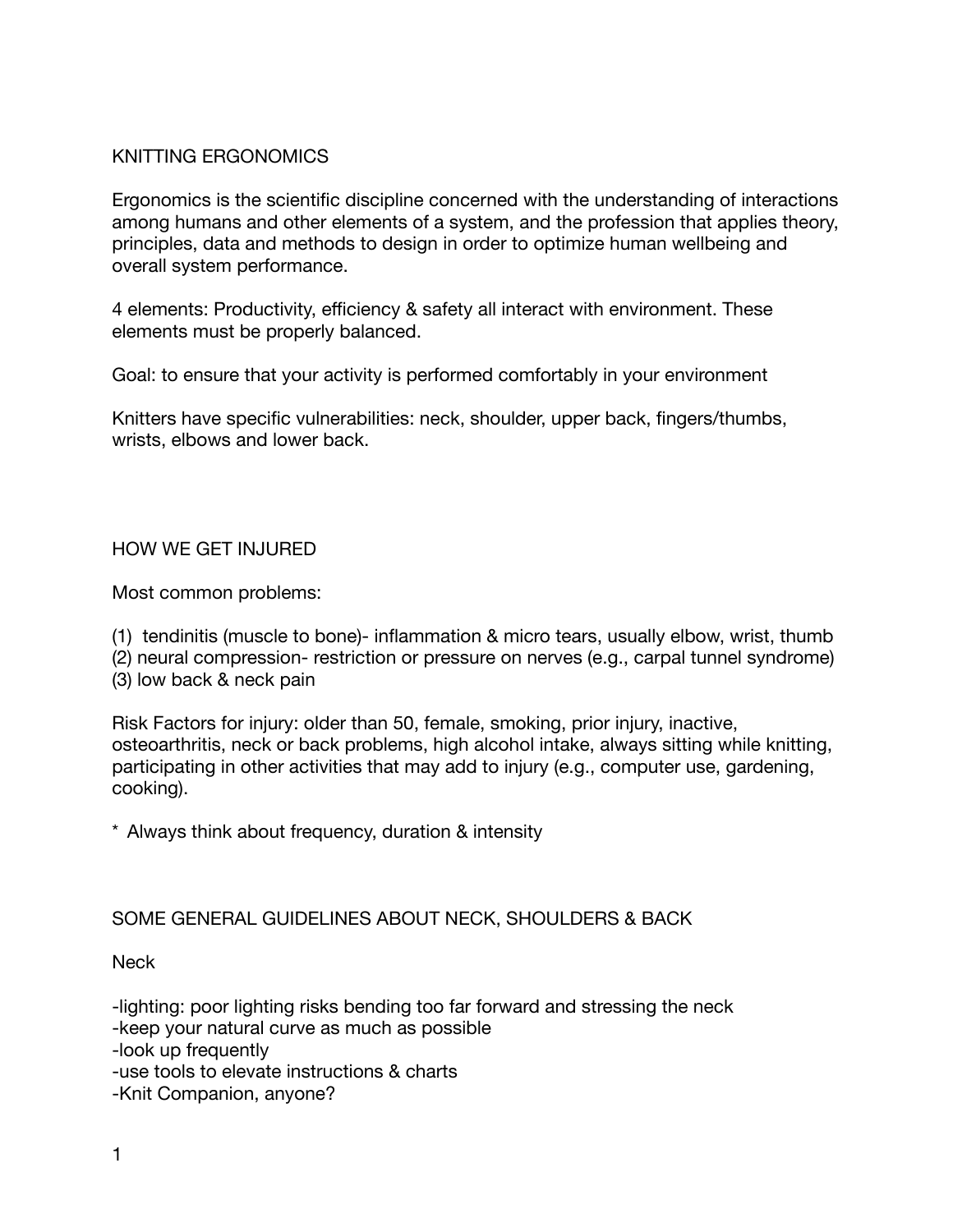# KNITTING ERGONOMICS

Ergonomics is the scientific discipline concerned with the understanding of interactions among humans and other elements of a system, and the profession that applies theory, principles, data and methods to design in order to optimize human wellbeing and overall system performance.

4 elements: Productivity, efficiency & safety all interact with environment. These elements must be properly balanced.

Goal: to ensure that your activity is performed comfortably in your environment

Knitters have specific vulnerabilities: neck, shoulder, upper back, fingers/thumbs, wrists, elbows and lower back.

## HOW WE GET INJURED

Most common problems:

(1) tendinitis (muscle to bone)- inflammation & micro tears, usually elbow, wrist, thumb
(2) neural compression- restriction or pressure on nerves (e.g., carpal tunnel syndrome)
(3) low back & neck pain

Risk Factors for injury: older than 50, female, smoking, prior injury, inactive, osteoarthritis, neck or back problems, high alcohol intake, always sitting while knitting, participating in other activities that may add to injury (e.g., computer use, gardening, cooking).

\* Always think about frequency, duration & intensity

## SOME GENERAL GUIDELINES ABOUT NECK, SHOULDERS & BACK

### Neck

- lighting: poor lighting risks bending too far forward and stressing the neck
- keep your natural curve as much as possible
- look up frequently
- use tools to elevate instructions & charts
- Knit Companion, anyone?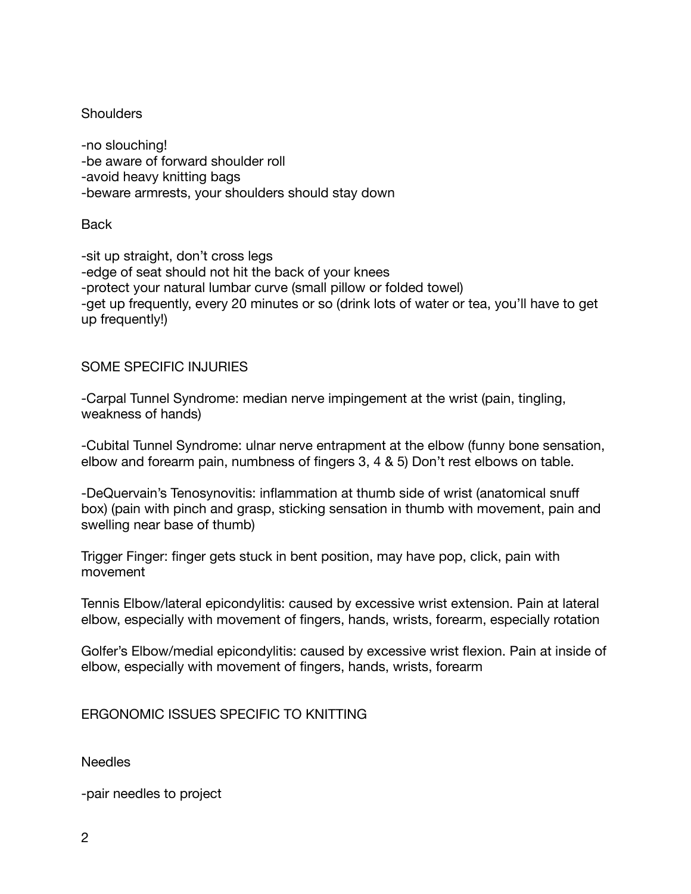### Shoulders

- no slouching!
- be aware of forward shoulder roll
- avoid heavy knitting bags
- beware armrests, your shoulders should stay down

### Back

- sit up straight, don't cross legs
- edge of seat should not hit the back of your knees
- protect your natural lumbar curve (small pillow or folded towel)
- get up frequently, every 20 minutes or so (drink lots of water or tea, you'll have to get up frequently!)

## SOME SPECIFIC INJURIES

-Carpal Tunnel Syndrome: median nerve impingement at the wrist (pain, tingling, weakness of hands)

-Cubital Tunnel Syndrome: ulnar nerve entrapment at the elbow (funny bone sensation, elbow and forearm pain, numbness of fingers 3, 4 & 5) Don't rest elbows on table.

-DeQuervain's Tenosynovitis: inflammation at thumb side of wrist (anatomical snuff box) (pain with pinch and grasp, sticking sensation in thumb with movement, pain and swelling near base of thumb)

Trigger Finger: finger gets stuck in bent position, may have pop, click, pain with movement

Tennis Elbow/lateral epicondylitis: caused by excessive wrist extension. Pain at lateral elbow, especially with movement of fingers, hands, wrists, forearm, especially rotation

Golfer's Elbow/medial epicondylitis: caused by excessive wrist flexion. Pain at inside of elbow, especially with movement of fingers, hands, wrists, forearm

## ERGONOMIC ISSUES SPECIFIC TO KNITTING

### Needles

- pair needles to project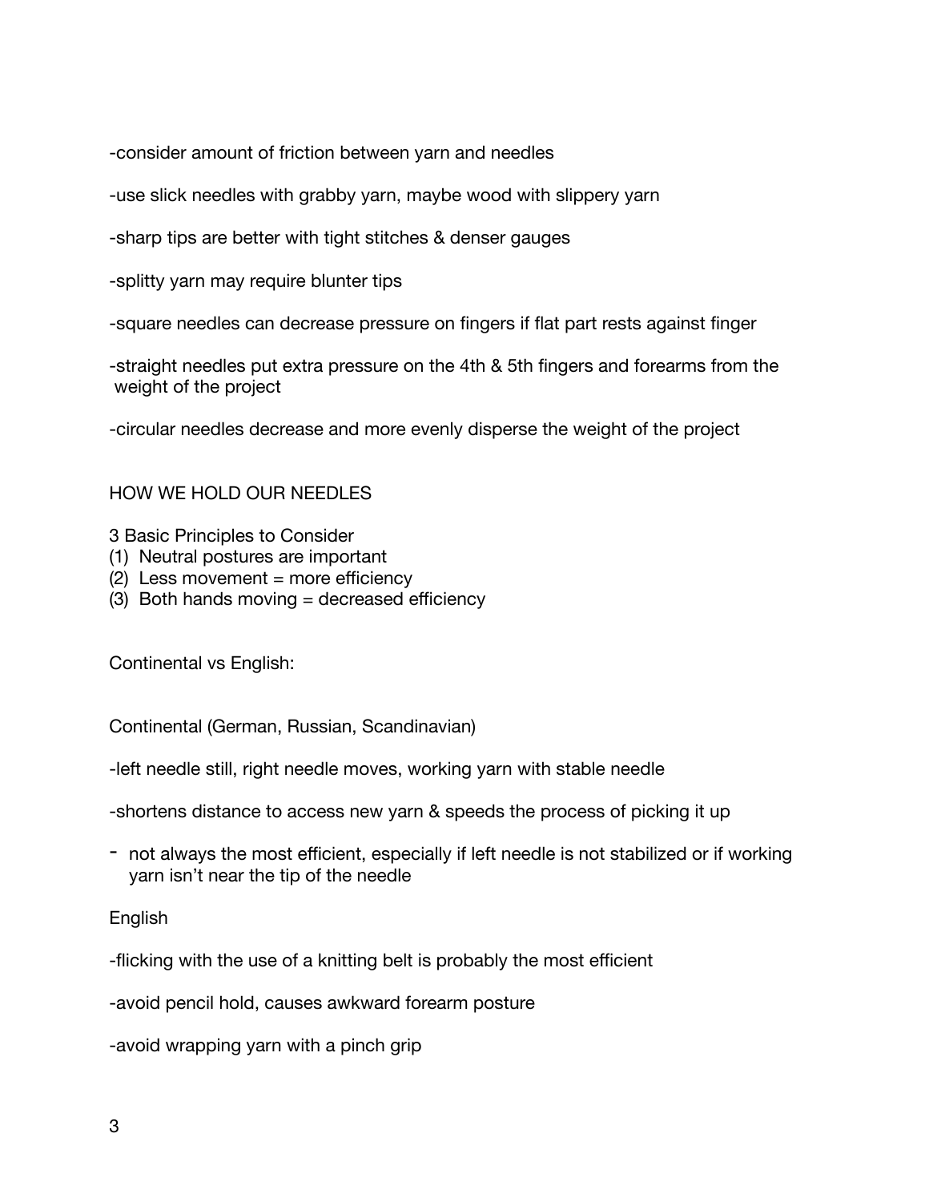-consider amount of friction between yarn and needles

-use slick needles with grabby yarn, maybe wood with slippery yarn

-sharp tips are better with tight stitches & denser gauges

-splitty yarn may require blunter tips

-square needles can decrease pressure on fingers if flat part rests against finger

-straight needles put extra pressure on the 4th & 5th fingers and forearms from the weight of the project

-circular needles decrease and more evenly disperse the weight of the project

HOW WE HOLD OUR NEEDLES

3 Basic Principles to Consider
(1) Neutral postures are important
(2) Less movement = more efficiency
(3) Both hands moving = decreased efficiency

Continental vs English:

Continental (German, Russian, Scandinavian)

-left needle still, right needle moves, working yarn with stable needle

-shortens distance to access new yarn & speeds the process of picking it up

- not always the most efficient, especially if left needle is not stabilized or if working yarn isn't near the tip of the needle

English

-flicking with the use of a knitting belt is probably the most efficient

-avoid pencil hold, causes awkward forearm posture

-avoid wrapping yarn with a pinch grip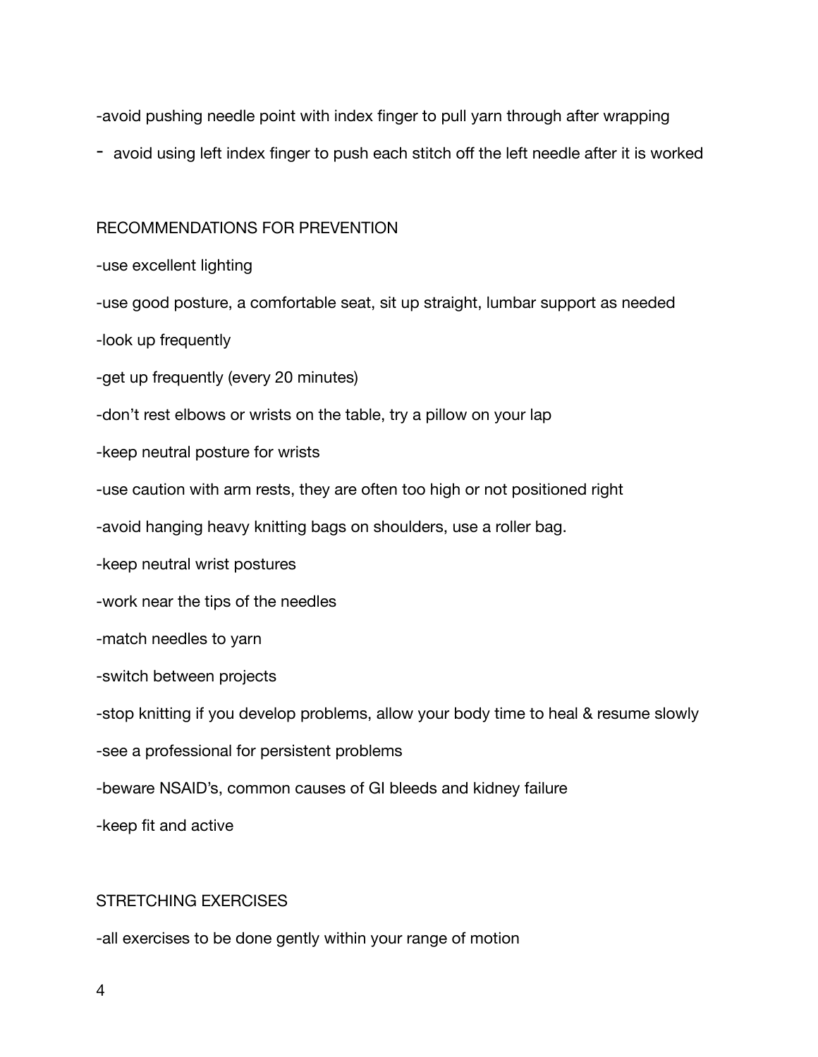-avoid pushing needle point with index finger to pull yarn through after wrapping

- avoid using left index finger to push each stitch off the left needle after it is worked

## RECOMMENDATIONS FOR PREVENTION

-use excellent lighting

-use good posture, a comfortable seat, sit up straight, lumbar support as needed

-look up frequently

-get up frequently (every 20 minutes)

-don't rest elbows or wrists on the table, try a pillow on your lap

-keep neutral posture for wrists

-use caution with arm rests, they are often too high or not positioned right

-avoid hanging heavy knitting bags on shoulders, use a roller bag.

-keep neutral wrist postures

-work near the tips of the needles

-match needles to yarn

-switch between projects

-stop knitting if you develop problems, allow your body time to heal & resume slowly

-see a professional for persistent problems

-beware NSAID's, common causes of GI bleeds and kidney failure

-keep fit and active

## STRETCHING EXERCISES

-all exercises to be done gently within your range of motion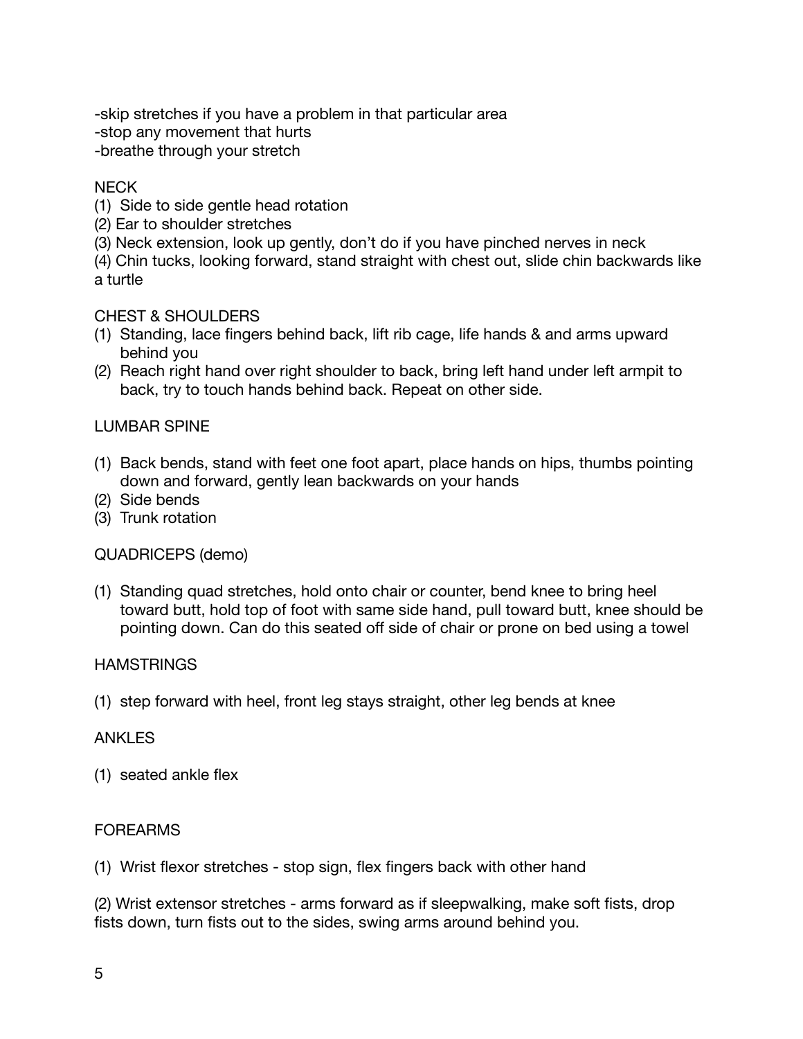-skip stretches if you have a problem in that particular area
-stop any movement that hurts
-breathe through your stretch

NECK

(1) Side to side gentle head rotation
(2) Ear to shoulder stretches
(3) Neck extension, look up gently, don't do if you have pinched nerves in neck
(4) Chin tucks, looking forward, stand straight with chest out, slide chin backwards like a turtle

CHEST & SHOULDERS

(1) Standing, lace fingers behind back, lift rib cage, life hands & and arms upward behind you
(2) Reach right hand over right shoulder to back, bring left hand under left armpit to back, try to touch hands behind back. Repeat on other side.

LUMBAR SPINE

(1) Back bends, stand with feet one foot apart, place hands on hips, thumbs pointing down and forward, gently lean backwards on your hands
(2) Side bends
(3) Trunk rotation

QUADRICEPS (demo)

(1) Standing quad stretches, hold onto chair or counter, bend knee to bring heel toward butt, hold top of foot with same side hand, pull toward butt, knee should be pointing down. Can do this seated off side of chair or prone on bed using a towel

HAMSTRINGS

(1) step forward with heel, front leg stays straight, other leg bends at knee

ANKLES

(1) seated ankle flex

FOREARMS

(1) Wrist flexor stretches - stop sign, flex fingers back with other hand

(2) Wrist extensor stretches - arms forward as if sleepwalking, make soft fists, drop fists down, turn fists out to the sides, swing arms around behind you.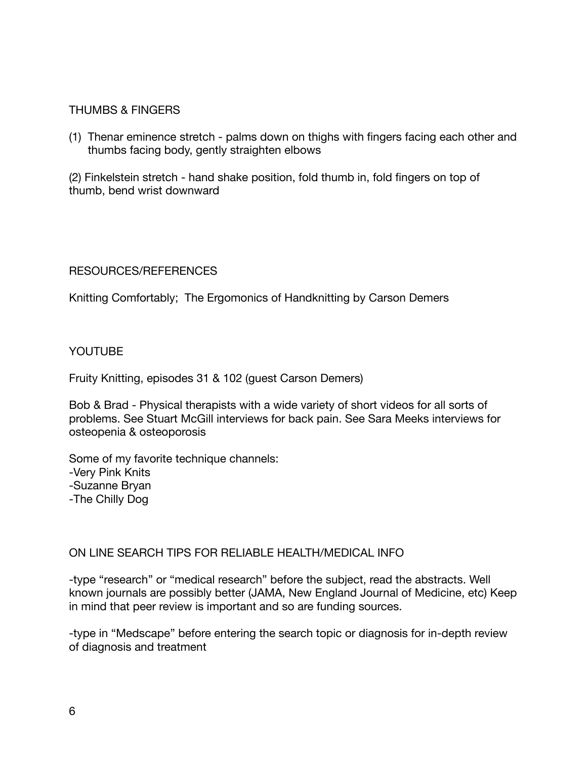## THUMBS & FINGERS

(1) Thenar eminence stretch - palms down on thighs with fingers facing each other and thumbs facing body, gently straighten elbows

(2) Finkelstein stretch - hand shake position, fold thumb in, fold fingers on top of thumb, bend wrist downward

## RESOURCES/REFERENCES

Knitting Comfortably; The Ergomonics of Handknitting by Carson Demers

## YOUTUBE

Fruity Knitting, episodes 31 & 102 (guest Carson Demers)

Bob & Brad - Physical therapists with a wide variety of short videos for all sorts of problems. See Stuart McGill interviews for back pain. See Sara Meeks interviews for osteopenia & osteoporosis

Some of my favorite technique channels:
- Very Pink Knits
- Suzanne Bryan
- The Chilly Dog

## ON LINE SEARCH TIPS FOR RELIABLE HEALTH/MEDICAL INFO

- type "research" or "medical research" before the subject, read the abstracts. Well known journals are possibly better (JAMA, New England Journal of Medicine, etc) Keep in mind that peer review is important and so are funding sources.

- type in "Medscape" before entering the search topic or diagnosis for in-depth review of diagnosis and treatment